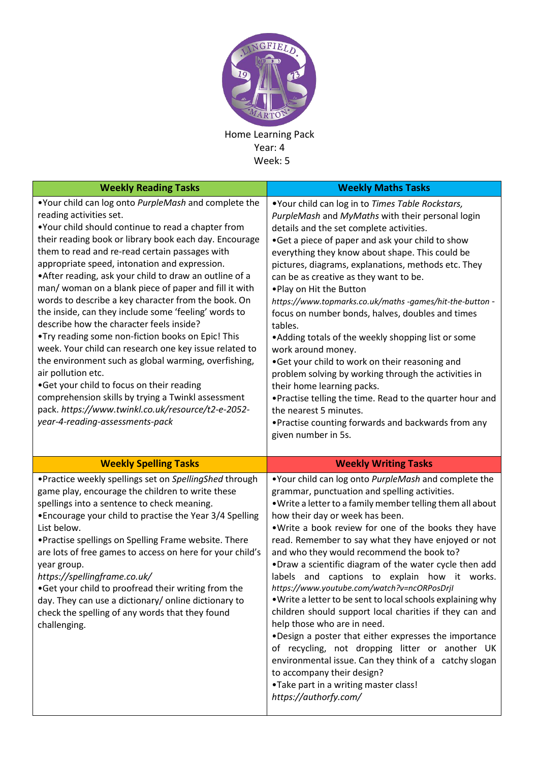Home Learning Pack
Year: 4
Week: 5

| Weekly Reading Tasks | Weekly Maths Tasks |
| --- | --- |
| •Your child can log onto *PurpleMash* and complete the reading activities set.<br>•Your child should continue to read a chapter from their reading book or library book each day. Encourage them to read and re-read certain passages with appropriate speed, intonation and expression.<br>•After reading, ask your child to draw an outline of a man/ woman on a blank piece of paper and fill it with words to describe a key character from the book. On the inside, can they include some 'feeling' words to describe how the character feels inside?<br>•Try reading some non-fiction books on Epic! This week. Your child can research one key issue related to the environment such as global warming, overfishing, air pollution etc.<br>•Get your child to focus on their reading comprehension skills by trying a Twinkl assessment pack. *https://www.twinkl.co.uk/resource/t2-e-2052-year-4-reading-assessments-pack* | •Your child can log in to *Times Table Rockstars, PurpleMash* and *MyMaths* with their personal login details and the set complete activities.<br>•Get a piece of paper and ask your child to show everything they know about shape. This could be pictures, diagrams, explanations, methods etc. They can be as creative as they want to be.<br>•Play on Hit the Button *https://www.topmarks.co.uk/maths -games/hit-the-button* - focus on number bonds, halves, doubles and times tables.<br>•Adding totals of the weekly shopping list or some work around money.<br>•Get your child to work on their reasoning and problem solving by working through the activities in their home learning packs.<br>•Practise telling the time. Read to the quarter hour and the nearest 5 minutes.<br>•Practise counting forwards and backwards from any given number in 5s. |
| **Weekly Spelling Tasks** | **Weekly Writing Tasks** |
| •Practice weekly spellings set on *SpellingShed* through game play, encourage the children to write these spellings into a sentence to check meaning.<br>•Encourage your child to practise the Year 3/4 Spelling List below.<br>•Practise spellings on Spelling Frame website. There are lots of free games to access on here for your child's year group.<br>*https://spellingframe.co.uk/*<br>•Get your child to proofread their writing from the day. They can use a dictionary/ online dictionary to check the spelling of any words that they found challenging. | •Your child can log onto *PurpleMash* and complete the grammar, punctuation and spelling activities.<br>•Write a letter to a family member telling them all about how their day or week has been.<br>•Write a book review for one of the books they have read. Remember to say what they have enjoyed or not and who they would recommend the book to?<br>•Draw a scientific diagram of the water cycle then add labels and captions to explain how it works. *https://www.youtube.com/watch?v=ncORPosDrjI*<br>•Write a letter to be sent to local schools explaining why children should support local charities if they can and help those who are in need.<br>•Design a poster that either expresses the importance of recycling, not dropping litter or another UK environmental issue. Can they think of a catchy slogan to accompany their design?<br>•Take part in a writing master class!<br>*https://authorfy.com/* |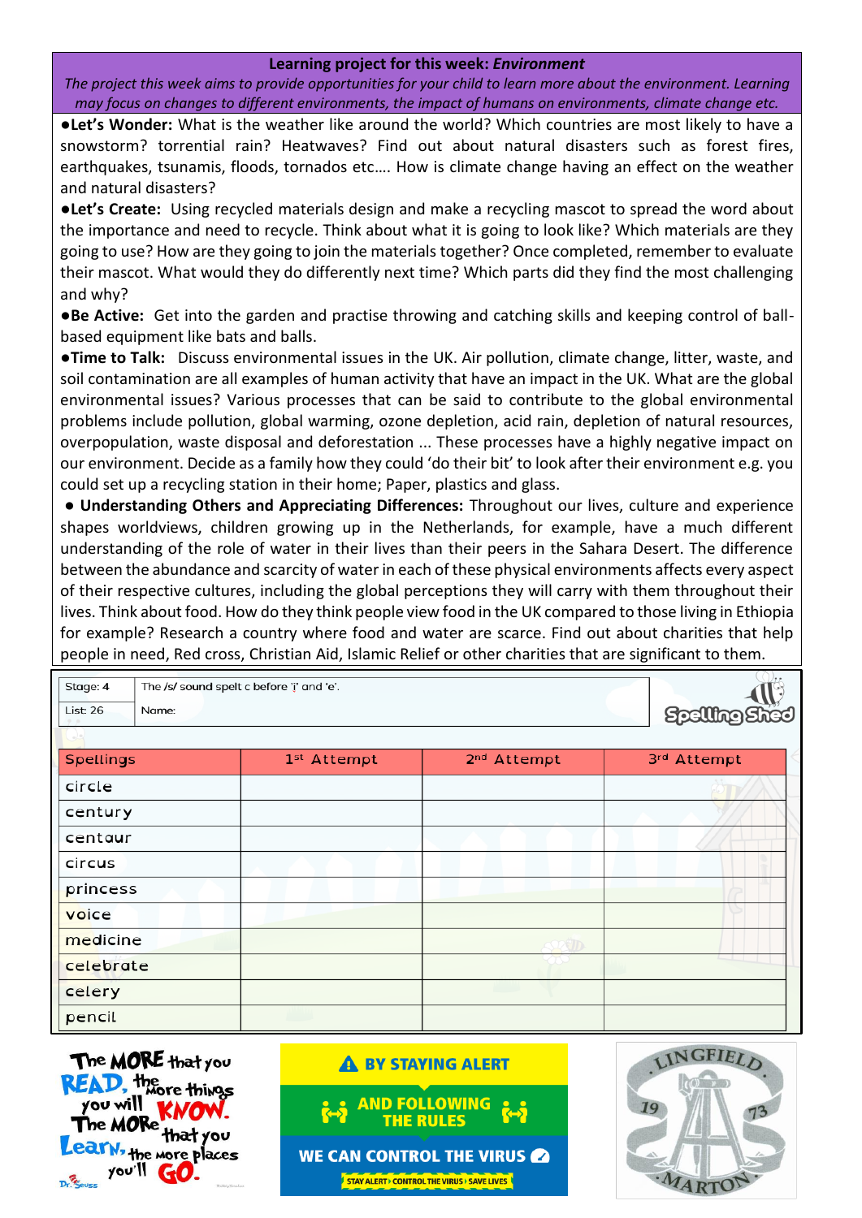**Learning project for this week: *Environment***

*The project this week aims to provide opportunities for your child to learn more about the environment. Learning may focus on changes to different environments, the impact of humans on environments, climate change etc.*

●**Let's Wonder:** What is the weather like around the world? Which countries are most likely to have a snowstorm? torrential rain? Heatwaves? Find out about natural disasters such as forest fires, earthquakes, tsunamis, floods, tornados etc…. How is climate change having an effect on the weather and natural disasters?

●**Let's Create:** Using recycled materials design and make a recycling mascot to spread the word about the importance and need to recycle. Think about what it is going to look like? Which materials are they going to use? How are they going to join the materials together? Once completed, remember to evaluate their mascot. What would they do differently next time? Which parts did they find the most challenging and why?

●**Be Active:** Get into the garden and practise throwing and catching skills and keeping control of ball-based equipment like bats and balls.

●**Time to Talk:** Discuss environmental issues in the UK. Air pollution, climate change, litter, waste, and soil contamination are all examples of human activity that have an impact in the UK. What are the global environmental issues? Various processes that can be said to contribute to the global environmental problems include pollution, global warming, ozone depletion, acid rain, depletion of natural resources, overpopulation, waste disposal and deforestation ... These processes have a highly negative impact on our environment. Decide as a family how they could 'do their bit' to look after their environment e.g. you could set up a recycling station in their home; Paper, plastics and glass.

● **Understanding Others and Appreciating Differences:** Throughout our lives, culture and experience shapes worldviews, children growing up in the Netherlands, for example, have a much different understanding of the role of water in their lives than their peers in the Sahara Desert. The difference between the abundance and scarcity of water in each of these physical environments affects every aspect of their respective cultures, including the global perceptions they will carry with them throughout their lives. Think about food. How do they think people view food in the UK compared to those living in Ethiopia for example? Research a country where food and water are scarce. Find out about charities that help people in need, Red cross, Christian Aid, Islamic Relief or other charities that are significant to them.

| | |
|---|---|
| Stage: 4 | The /s/ sound spelt c before 'i' and 'e'. |
| List: 26 | Name: |

Spelling Shed

| Spellings | 1st Attempt | 2nd Attempt | 3rd Attempt |
|---|---|---|---|
| circle | | | |
| century | | | |
| centaur | | | |
| circus | | | |
| princess | | | |
| voice | | | |
| medicine | | | |
| celebrate | | | |
| celery | | | |
| pencil | | | |

The MORE that you READ, the more things you will KNOW. The MORE that you Learn, the more places you'll GO.
Dr. Seuss

BY STAYING ALERT

AND FOLLOWING THE RULES

WE CAN CONTROL THE VIRUS

STAY ALERT › CONTROL THE VIRUS › SAVE LIVES

LINGFIELD 19 73 MARTON